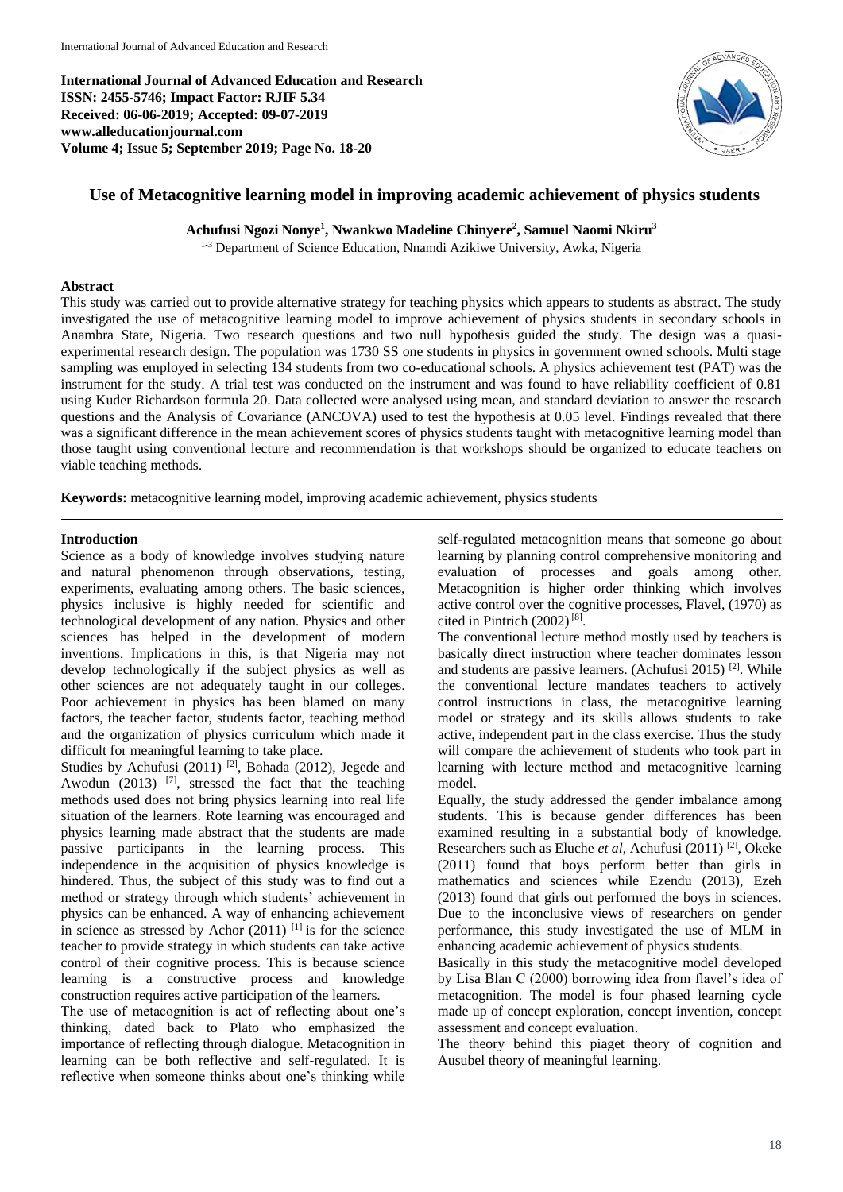**International Journal of Advanced Education and Research**
**ISSN: 2455-5746; Impact Factor: RJIF 5.34**
**Received: 06-06-2019; Accepted: 09-07-2019**
**www.alleducationjournal.com**
**Volume 4; Issue 5; September 2019; Page No. 18-20**

# Use of Metacognitive learning model in improving academic achievement of physics students

**Achufusi Ngozi Nonye[1], Nwankwo Madeline Chinyere[2], Samuel Naomi Nkiru[3]**

[1-3] Department of Science Education, Nnamdi Azikiwe University, Awka, Nigeria

## Abstract

This study was carried out to provide alternative strategy for teaching physics which appears to students as abstract. The study investigated the use of metacognitive learning model to improve achievement of physics students in secondary schools in Anambra State, Nigeria. Two research questions and two null hypothesis guided the study. The design was a quasi-experimental research design. The population was 1730 SS one students in physics in government owned schools. Multi stage sampling was employed in selecting 134 students from two co-educational schools. A physics achievement test (PAT) was the instrument for the study. A trial test was conducted on the instrument and was found to have reliability coefficient of 0.81 using Kuder Richardson formula 20. Data collected were analysed using mean, and standard deviation to answer the research questions and the Analysis of Covariance (ANCOVA) used to test the hypothesis at 0.05 level. Findings revealed that there was a significant difference in the mean achievement scores of physics students taught with metacognitive learning model than those taught using conventional lecture and recommendation is that workshops should be organized to educate teachers on viable teaching methods.

**Keywords:** metacognitive learning model, improving academic achievement, physics students

## Introduction

Science as a body of knowledge involves studying nature and natural phenomenon through observations, testing, experiments, evaluating among others. The basic sciences, physics inclusive is highly needed for scientific and technological development of any nation. Physics and other sciences has helped in the development of modern inventions. Implications in this, is that Nigeria may not develop technologically if the subject physics as well as other sciences are not adequately taught in our colleges. Poor achievement in physics has been blamed on many factors, the teacher factor, students factor, teaching method and the organization of physics curriculum which made it difficult for meaningful learning to take place.

Studies by Achufusi (2011) [2], Bohada (2012), Jegede and Awodun (2013) [7], stressed the fact that the teaching methods used does not bring physics learning into real life situation of the learners. Rote learning was encouraged and physics learning made abstract that the students are made passive participants in the learning process. This independence in the acquisition of physics knowledge is hindered. Thus, the subject of this study was to find out a method or strategy through which students' achievement in physics can be enhanced. A way of enhancing achievement in science as stressed by Achor (2011) [1] is for the science teacher to provide strategy in which students can take active control of their cognitive process. This is because science learning is a constructive process and knowledge construction requires active participation of the learners.

The use of metacognition is act of reflecting about one's thinking, dated back to Plato who emphasized the importance of reflecting through dialogue. Metacognition in learning can be both reflective and self-regulated. It is reflective when someone thinks about one's thinking while self-regulated metacognition means that someone go about learning by planning control comprehensive monitoring and evaluation of processes and goals among other. Metacognition is higher order thinking which involves active control over the cognitive processes, Flavel, (1970) as cited in Pintrich (2002) [8].

The conventional lecture method mostly used by teachers is basically direct instruction where teacher dominates lesson and students are passive learners. (Achufusi 2015) [2]. While the conventional lecture mandates teachers to actively control instructions in class, the metacognitive learning model or strategy and its skills allows students to take active, independent part in the class exercise. Thus the study will compare the achievement of students who took part in learning with lecture method and metacognitive learning model.

Equally, the study addressed the gender imbalance among students. This is because gender differences has been examined resulting in a substantial body of knowledge. Researchers such as Eluche *et al*, Achufusi (2011) [2], Okeke (2011) found that boys perform better than girls in mathematics and sciences while Ezendu (2013), Ezeh (2013) found that girls out performed the boys in sciences. Due to the inconclusive views of researchers on gender performance, this study investigated the use of MLM in enhancing academic achievement of physics students.

Basically in this study the metacognitive model developed by Lisa Blan C (2000) borrowing idea from flavel's idea of metacognition. The model is four phased learning cycle made up of concept exploration, concept invention, concept assessment and concept evaluation.

The theory behind this piaget theory of cognition and Ausubel theory of meaningful learning.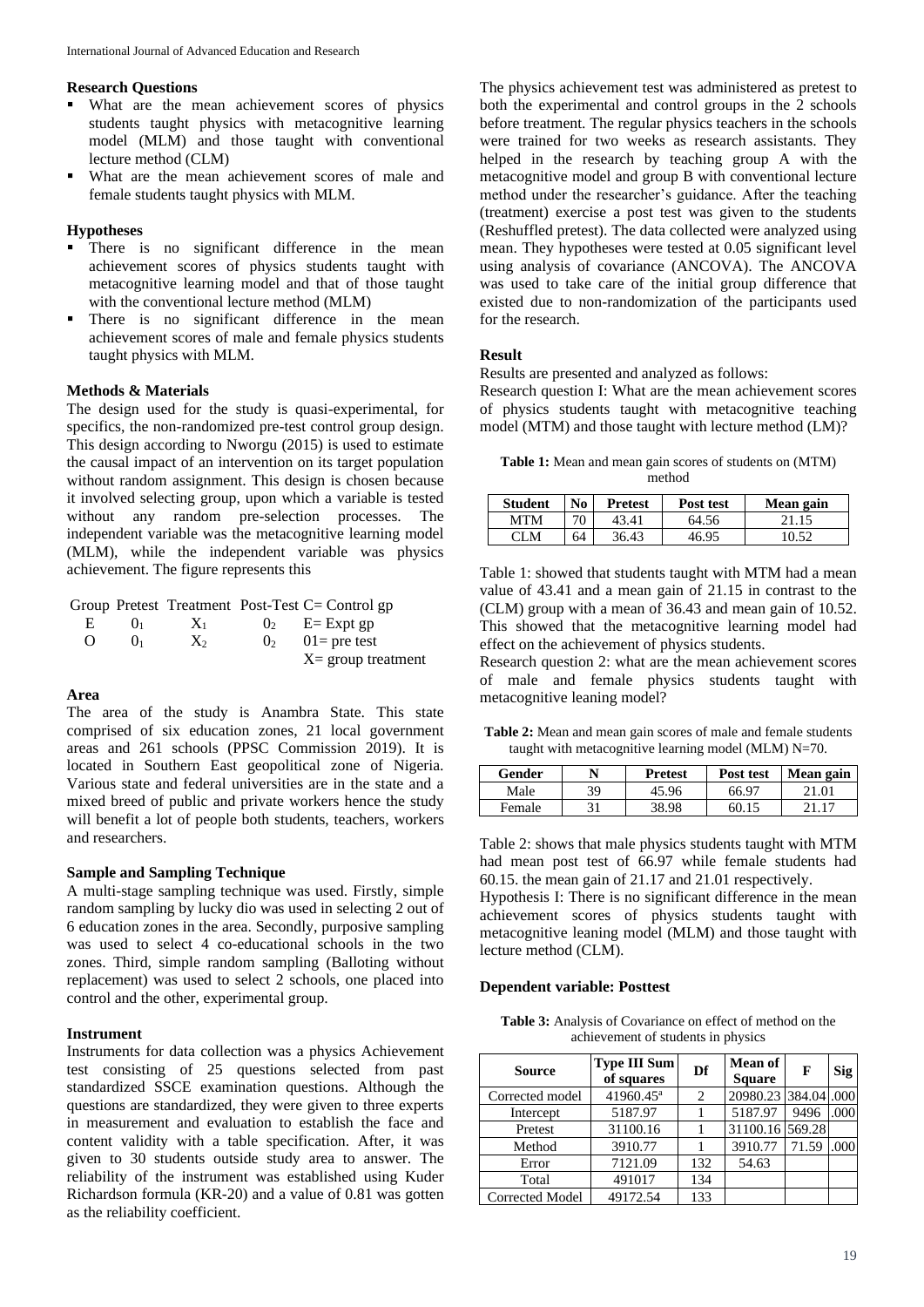### Research Questions

- What are the mean achievement scores of physics students taught physics with metacognitive learning model (MLM) and those taught with conventional lecture method (CLM)
- What are the mean achievement scores of male and female students taught physics with MLM.

### Hypotheses

- There is no significant difference in the mean achievement scores of physics students taught with metacognitive learning model and that of those taught with the conventional lecture method (MLM)
- There is no significant difference in the mean achievement scores of male and female physics students taught physics with MLM.

### Methods & Materials

The design used for the study is quasi-experimental, for specifics, the non-randomized pre-test control group design. This design according to Nworgu (2015) is used to estimate the causal impact of an intervention on its target population without random assignment. This design is chosen because it involved selecting group, upon which a variable is tested without any random pre-selection processes. The independent variable was the metacognitive learning model (MLM), while the independent variable was physics achievement. The figure represents this

| Group | Pretest | Treatment | Post-Test | C= Control gp |
|---|---|---|---|---|
| E | $0_1$ | $X_1$ | $0_2$ | E= Expt gp |
| O | $0_1$ | $X_2$ | $0_2$ | 01= pre test |
| | | | | X= group treatment |

### Area

The area of the study is Anambra State. This state comprised of six education zones, 21 local government areas and 261 schools (PPSC Commission 2019). It is located in Southern East geopolitical zone of Nigeria. Various state and federal universities are in the state and a mixed breed of public and private workers hence the study will benefit a lot of people both students, teachers, workers and researchers.

### Sample and Sampling Technique

A multi-stage sampling technique was used. Firstly, simple random sampling by lucky dio was used in selecting 2 out of 6 education zones in the area. Secondly, purposive sampling was used to select 4 co-educational schools in the two zones. Third, simple random sampling (Balloting without replacement) was used to select 2 schools, one placed into control and the other, experimental group.

### Instrument

Instruments for data collection was a physics Achievement test consisting of 25 questions selected from past standardized SSCE examination questions. Although the questions are standardized, they were given to three experts in measurement and evaluation to establish the face and content validity with a table specification. After, it was given to 30 students outside study area to answer. The reliability of the instrument was established using Kuder Richardson formula (KR-20) and a value of 0.81 was gotten as the reliability coefficient.

The physics achievement test was administered as pretest to both the experimental and control groups in the 2 schools before treatment. The regular physics teachers in the schools were trained for two weeks as research assistants. They helped in the research by teaching group A with the metacognitive model and group B with conventional lecture method under the researcher's guidance. After the teaching (treatment) exercise a post test was given to the students (Reshuffled pretest). The data collected were analyzed using mean. They hypotheses were tested at 0.05 significant level using analysis of covariance (ANCOVA). The ANCOVA was used to take care of the initial group difference that existed due to non-randomization of the participants used for the research.

### Result

Results are presented and analyzed as follows:

Research question I: What are the mean achievement scores of physics students taught with metacognitive teaching model (MTM) and those taught with lecture method (LM)?

**Table 1:** Mean and mean gain scores of students on (MTM) method

| Student | No | Pretest | Post test | Mean gain |
|---|---|---|---|---|
| MTM | 70 | 43.41 | 64.56 | 21.15 |
| CLM | 64 | 36.43 | 46.95 | 10.52 |

Table 1: showed that students taught with MTM had a mean value of 43.41 and a mean gain of 21.15 in contrast to the (CLM) group with a mean of 36.43 and mean gain of 10.52. This showed that the metacognitive learning model had effect on the achievement of physics students.

Research question 2: what are the mean achievement scores of male and female physics students taught with metacognitive leaning model?

**Table 2:** Mean and mean gain scores of male and female students taught with metacognitive learning model (MLM) N=70.

| Gender | N | Pretest | Post test | Mean gain |
|---|---|---|---|---|
| Male | 39 | 45.96 | 66.97 | 21.01 |
| Female | 31 | 38.98 | 60.15 | 21.17 |

Table 2: shows that male physics students taught with MTM had mean post test of 66.97 while female students had 60.15. the mean gain of 21.17 and 21.01 respectively.

Hypothesis I: There is no significant difference in the mean achievement scores of physics students taught with metacognitive leaning model (MLM) and those taught with lecture method (CLM).

**Dependent variable: Posttest**

**Table 3:** Analysis of Covariance on effect of method on the achievement of students in physics

| Source | Type III Sum of squares | Df | Mean of Square | F | Sig |
|---|---|---|---|---|---|
| Corrected model | 41960.45[a] | 2 | 20980.23 | 384.04 | .000 |
| Intercept | 5187.97 | 1 | 5187.97 | 9496 | .000 |
| Pretest | 31100.16 | 1 | 31100.16 | 569.28 | |
| Method | 3910.77 | 1 | 3910.77 | 71.59 | .000 |
| Error | 7121.09 | 132 | 54.63 | | |
| Total | 491017 | 134 | | | |
| Corrected Model | 49172.54 | 133 | | | |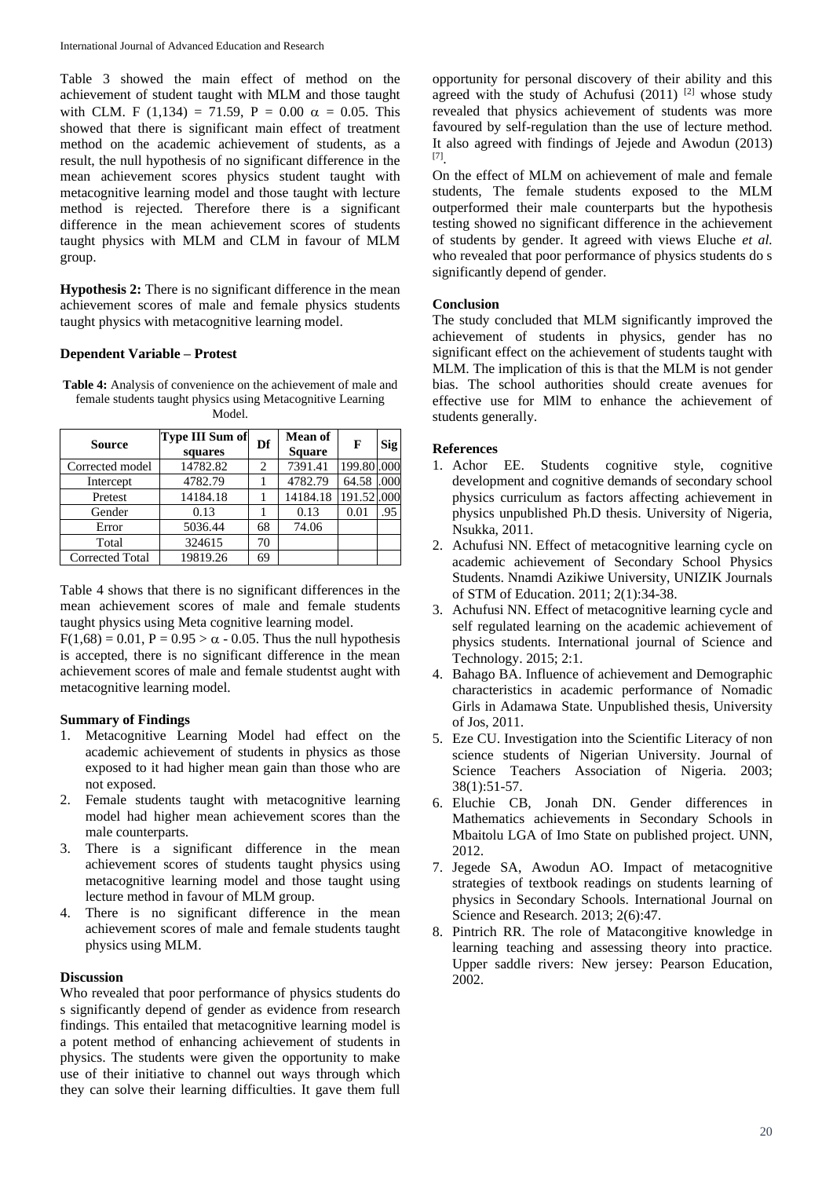Table 3 showed the main effect of method on the achievement of student taught with MLM and those taught with CLM. F (1,134) = 71.59, P = 0.00 $\alpha$ = 0.05. This showed that there is significant main effect of treatment method on the academic achievement of students, as a result, the null hypothesis of no significant difference in the mean achievement scores physics student taught with metacognitive learning model and those taught with lecture method is rejected. Therefore there is a significant difference in the mean achievement scores of students taught physics with MLM and CLM in favour of MLM group.

**Hypothesis 2:** There is no significant difference in the mean achievement scores of male and female physics students taught physics with metacognitive learning model.

**Dependent Variable – Protest**

**Table 4:** Analysis of convenience on the achievement of male and female students taught physics using Metacognitive Learning Model.

| Source | Type III Sum of squares | Df | Mean of Square | F | Sig |
|---|---|---|---|---|---|
| Corrected model | 14782.82 | 2 | 7391.41 | 199.80 | .000 |
| Intercept | 4782.79 | 1 | 4782.79 | 64.58 | .000 |
| Pretest | 14184.18 | 1 | 14184.18 | 191.52 | .000 |
| Gender | 0.13 | 1 | 0.13 | 0.01 | .95 |
| Error | 5036.44 | 68 | 74.06 | | |
| Total | 324615 | 70 | | | |
| Corrected Total | 19819.26 | 69 | | | |

Table 4 shows that there is no significant differences in the mean achievement scores of male and female students taught physics using Meta cognitive learning model.

F(1,68) = 0.01, P = 0.95 > $\alpha$ - 0.05. Thus the null hypothesis is accepted, there is no significant difference in the mean achievement scores of male and female studentst aught with metacognitive learning model.

**Summary of Findings**

1. Metacognitive Learning Model had effect on the academic achievement of students in physics as those exposed to it had higher mean gain than those who are not exposed.
2. Female students taught with metacognitive learning model had higher mean achievement scores than the male counterparts.
3. There is a significant difference in the mean achievement scores of students taught physics using metacognitive learning model and those taught using lecture method in favour of MLM group.
4. There is no significant difference in the mean achievement scores of male and female students taught physics using MLM.

**Discussion**

Who revealed that poor performance of physics students do s significantly depend of gender as evidence from research findings. This entailed that metacognitive learning model is a potent method of enhancing achievement of students in physics. The students were given the opportunity to make use of their initiative to channel out ways through which they can solve their learning difficulties. It gave them full opportunity for personal discovery of their ability and this agreed with the study of Achufusi (2011) [2] whose study revealed that physics achievement of students was more favoured by self-regulation than the use of lecture method. It also agreed with findings of Jejede and Awodun (2013) [7].

On the effect of MLM on achievement of male and female students, The female students exposed to the MLM outperformed their male counterparts but the hypothesis testing showed no significant difference in the achievement of students by gender. It agreed with views Eluche *et al.* who revealed that poor performance of physics students do s significantly depend of gender.

**Conclusion**

The study concluded that MLM significantly improved the achievement of students in physics, gender has no significant effect on the achievement of students taught with MLM. The implication of this is that the MLM is not gender bias. The school authorities should create avenues for effective use for MlM to enhance the achievement of students generally.

**References**

1. Achor EE. Students cognitive style, cognitive development and cognitive demands of secondary school physics curriculum as factors affecting achievement in physics unpublished Ph.D thesis. University of Nigeria, Nsukka, 2011.
2. Achufusi NN. Effect of metacognitive learning cycle on academic achievement of Secondary School Physics Students. Nnamdi Azikiwe University, UNIZIK Journals of STM of Education. 2011; 2(1):34-38.
3. Achufusi NN. Effect of metacognitive learning cycle and self regulated learning on the academic achievement of physics students. International journal of Science and Technology. 2015; 2:1.
4. Bahago BA. Influence of achievement and Demographic characteristics in academic performance of Nomadic Girls in Adamawa State. Unpublished thesis, University of Jos, 2011.
5. Eze CU. Investigation into the Scientific Literacy of non science students of Nigerian University. Journal of Science Teachers Association of Nigeria. 2003; 38(1):51-57.
6. Eluchie CB, Jonah DN. Gender differences in Mathematics achievements in Secondary Schools in Mbaitolu LGA of Imo State on published project. UNN, 2012.
7. Jegede SA, Awodun AO. Impact of metacognitive strategies of textbook readings on students learning of physics in Secondary Schools. International Journal on Science and Research. 2013; 2(6):47.
8. Pintrich RR. The role of Matacongitive knowledge in learning teaching and assessing theory into practice. Upper saddle rivers: New jersey: Pearson Education, 2002.